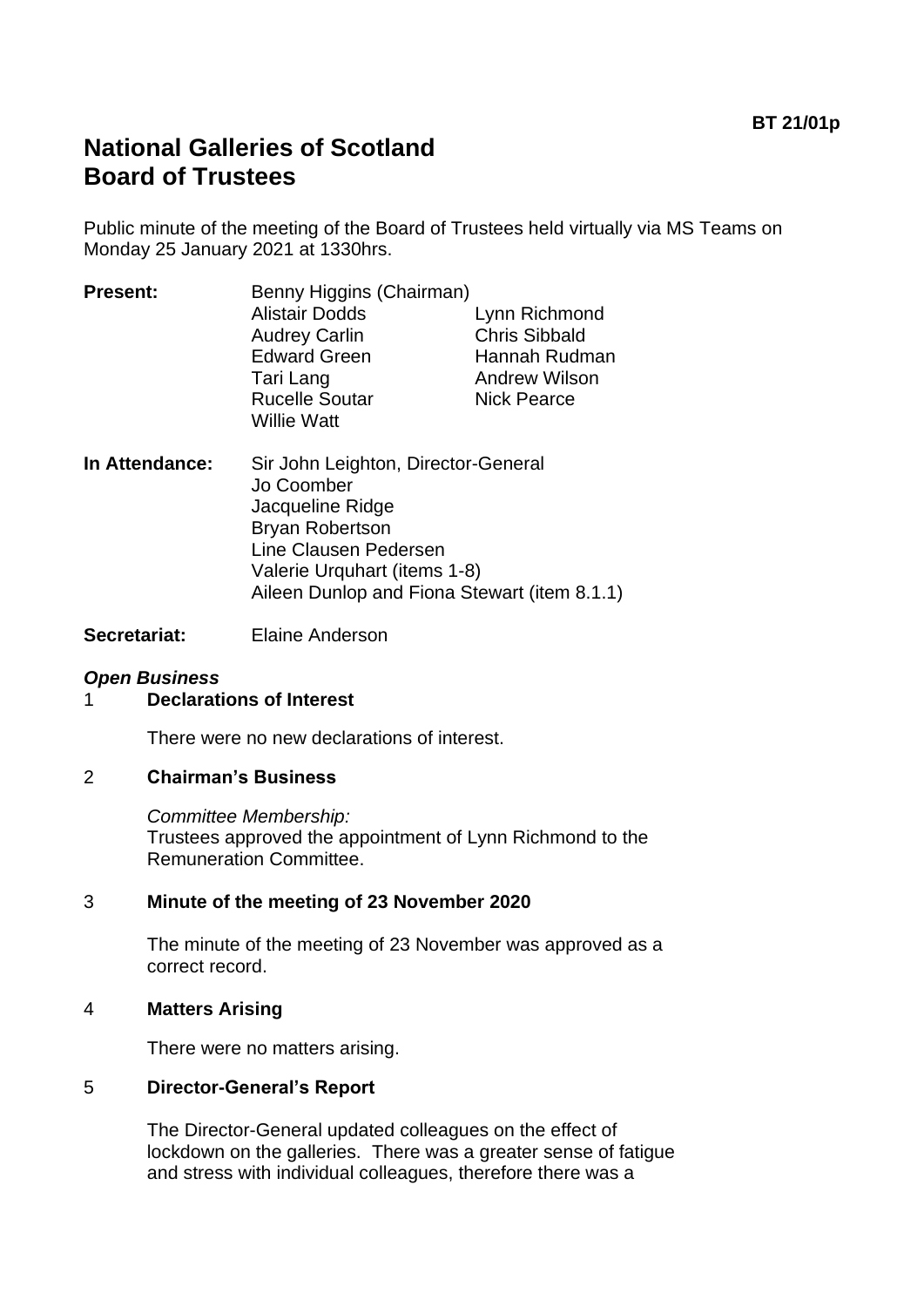BT 21/01p

# National Galleries of Scotland
# Board of Trustees

Public minute of the meeting of the Board of Trustees held virtually via MS Teams on Monday 25 January 2021 at 1330hrs.

**Present:** Benny Higgins (Chairman)
Alistair Dodds
Audrey Carlin
Edward Green
Tari Lang
Rucelle Soutar
Willie Watt
Lynn Richmond
Chris Sibbald
Hannah Rudman
Andrew Wilson
Nick Pearce

**In Attendance:** Sir John Leighton, Director-General
Jo Coomber
Jacqueline Ridge
Bryan Robertson
Line Clausen Pedersen
Valerie Urquhart (items 1-8)
Aileen Dunlop and Fiona Stewart (item 8.1.1)

**Secretariat:** Elaine Anderson

***Open Business***

1 **Declarations of Interest**

There were no new declarations of interest.

2 **Chairman's Business**

*Committee Membership:*
Trustees approved the appointment of Lynn Richmond to the Remuneration Committee.

3 **Minute of the meeting of 23 November 2020**

The minute of the meeting of 23 November was approved as a correct record.

4 **Matters Arising**

There were no matters arising.

5 **Director-General's Report**

The Director-General updated colleagues on the effect of lockdown on the galleries. There was a greater sense of fatigue and stress with individual colleagues, therefore there was a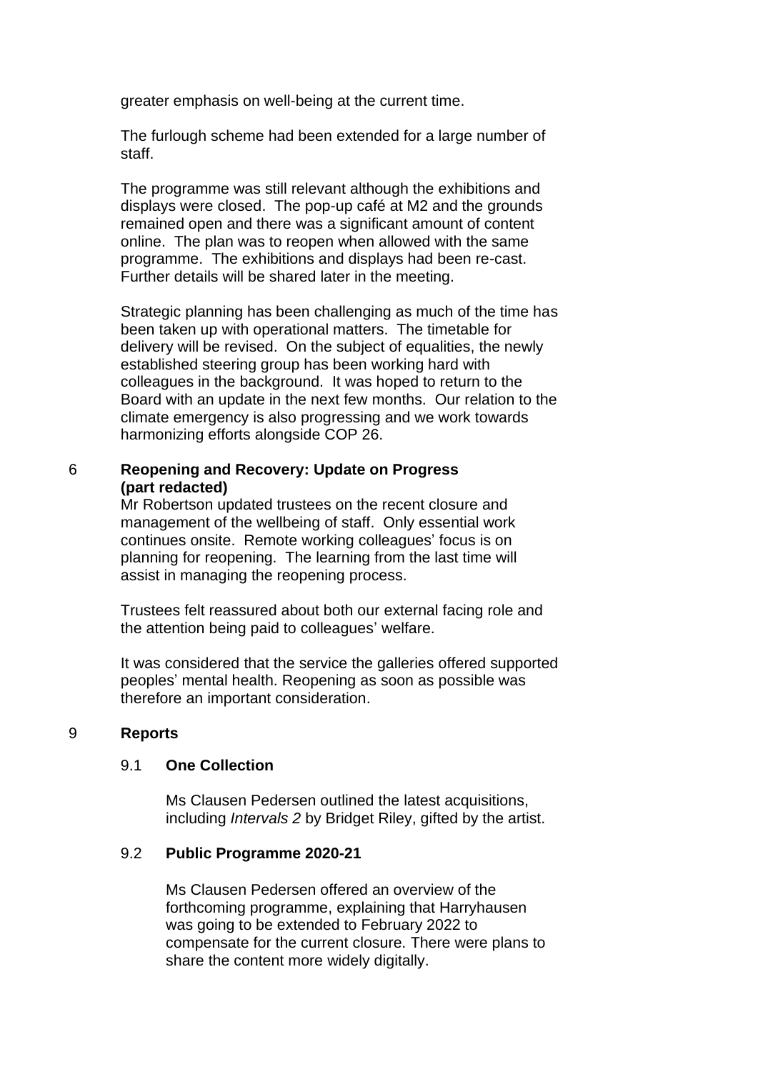greater emphasis on well-being at the current time.

The furlough scheme had been extended for a large number of staff.

The programme was still relevant although the exhibitions and displays were closed. The pop-up café at M2 and the grounds remained open and there was a significant amount of content online. The plan was to reopen when allowed with the same programme. The exhibitions and displays had been re-cast. Further details will be shared later in the meeting.

Strategic planning has been challenging as much of the time has been taken up with operational matters. The timetable for delivery will be revised. On the subject of equalities, the newly established steering group has been working hard with colleagues in the background. It was hoped to return to the Board with an update in the next few months. Our relation to the climate emergency is also progressing and we work towards harmonizing efforts alongside COP 26.

## 6 Reopening and Recovery: Update on Progress (part redacted)

Mr Robertson updated trustees on the recent closure and management of the wellbeing of staff. Only essential work continues onsite. Remote working colleagues' focus is on planning for reopening. The learning from the last time will assist in managing the reopening process.

Trustees felt reassured about both our external facing role and the attention being paid to colleagues' welfare.

It was considered that the service the galleries offered supported peoples' mental health. Reopening as soon as possible was therefore an important consideration.

## 9 Reports

### 9.1 One Collection

Ms Clausen Pedersen outlined the latest acquisitions, including *Intervals 2* by Bridget Riley, gifted by the artist.

### 9.2 Public Programme 2020-21

Ms Clausen Pedersen offered an overview of the forthcoming programme, explaining that Harryhausen was going to be extended to February 2022 to compensate for the current closure. There were plans to share the content more widely digitally.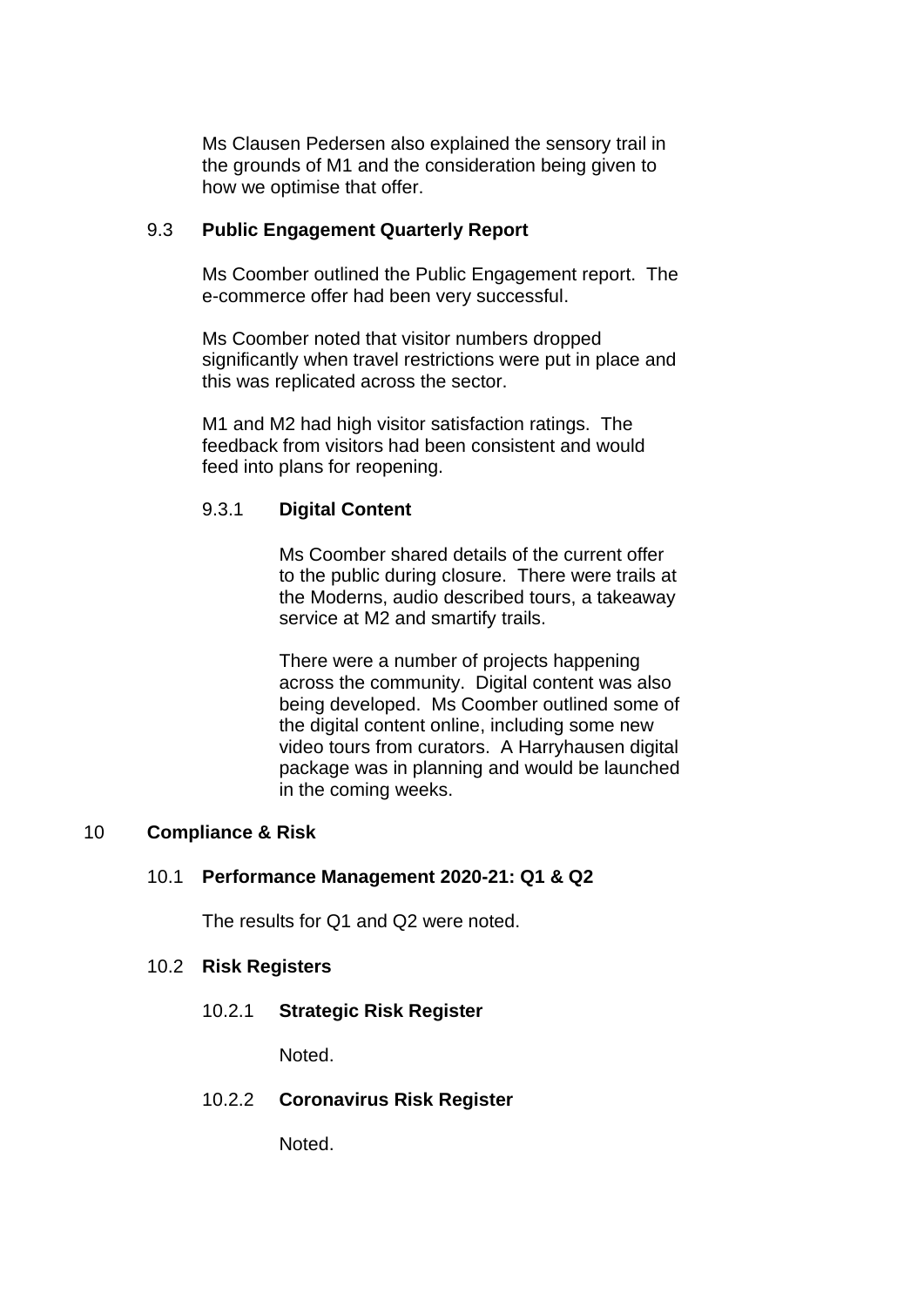Ms Clausen Pedersen also explained the sensory trail in the grounds of M1 and the consideration being given to how we optimise that offer.

### 9.3 Public Engagement Quarterly Report

Ms Coomber outlined the Public Engagement report. The e-commerce offer had been very successful.

Ms Coomber noted that visitor numbers dropped significantly when travel restrictions were put in place and this was replicated across the sector.

M1 and M2 had high visitor satisfaction ratings. The feedback from visitors had been consistent and would feed into plans for reopening.

#### 9.3.1 Digital Content

Ms Coomber shared details of the current offer to the public during closure. There were trails at the Moderns, audio described tours, a takeaway service at M2 and smartify trails.

There were a number of projects happening across the community. Digital content was also being developed. Ms Coomber outlined some of the digital content online, including some new video tours from curators. A Harryhausen digital package was in planning and would be launched in the coming weeks.

## 10 Compliance & Risk

### 10.1 Performance Management 2020-21: Q1 & Q2

The results for Q1 and Q2 were noted.

### 10.2 Risk Registers

#### 10.2.1 Strategic Risk Register

Noted.

#### 10.2.2 Coronavirus Risk Register

Noted.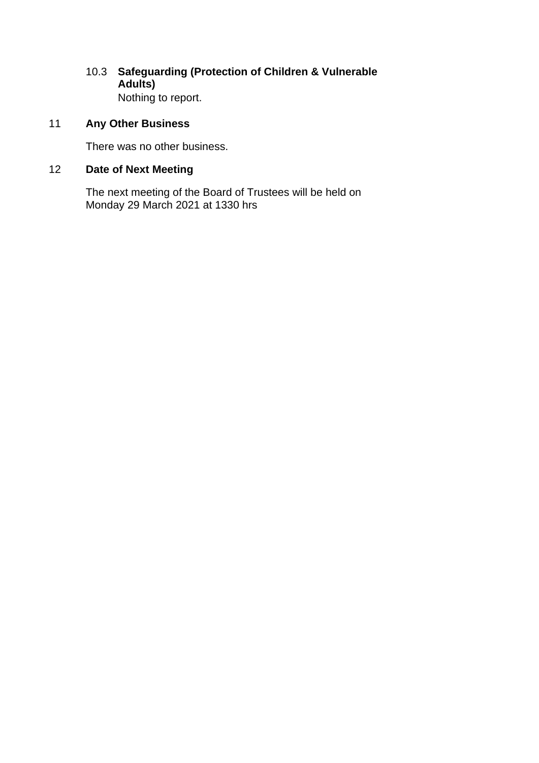### 10.3 Safeguarding (Protection of Children & Vulnerable Adults)

Nothing to report.

## 11 Any Other Business

There was no other business.

## 12 Date of Next Meeting

The next meeting of the Board of Trustees will be held on Monday 29 March 2021 at 1330 hrs